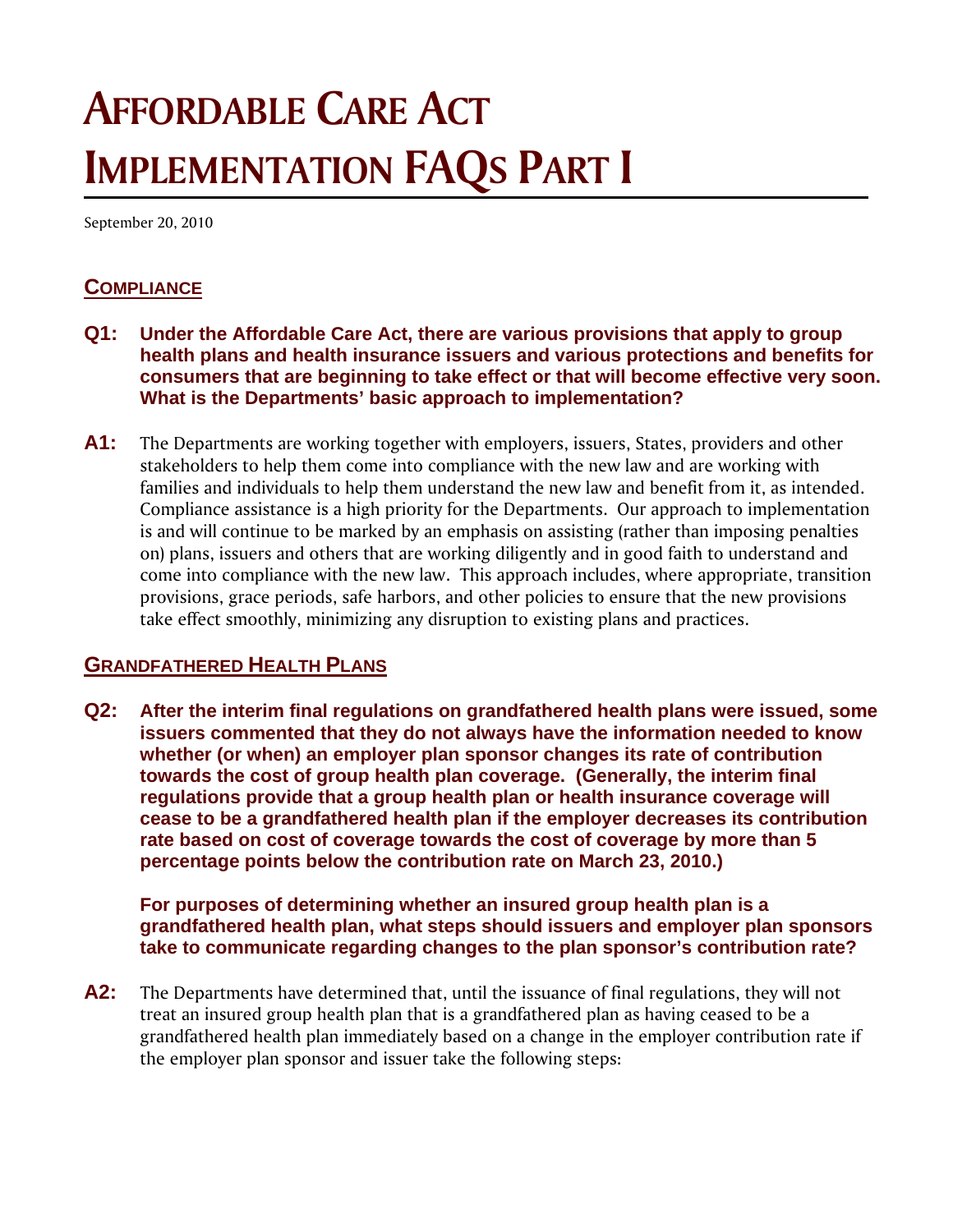# Affordable Care Act Implementation FAQs Part I

September 20, 2010

## Compliance

**Q1: Under the Affordable Care Act, there are various provisions that apply to group health plans and health insurance issuers and various protections and benefits for consumers that are beginning to take effect or that will become effective very soon. What is the Departments' basic approach to implementation?**

**A1:** The Departments are working together with employers, issuers, States, providers and other stakeholders to help them come into compliance with the new law and are working with families and individuals to help them understand the new law and benefit from it, as intended. Compliance assistance is a high priority for the Departments. Our approach to implementation is and will continue to be marked by an emphasis on assisting (rather than imposing penalties on) plans, issuers and others that are working diligently and in good faith to understand and come into compliance with the new law. This approach includes, where appropriate, transition provisions, grace periods, safe harbors, and other policies to ensure that the new provisions take effect smoothly, minimizing any disruption to existing plans and practices.

## Grandfathered Health Plans

**Q2: After the interim final regulations on grandfathered health plans were issued, some issuers commented that they do not always have the information needed to know whether (or when) an employer plan sponsor changes its rate of contribution towards the cost of group health plan coverage. (Generally, the interim final regulations provide that a group health plan or health insurance coverage will cease to be a grandfathered health plan if the employer decreases its contribution rate based on cost of coverage towards the cost of coverage by more than 5 percentage points below the contribution rate on March 23, 2010.)**

**For purposes of determining whether an insured group health plan is a grandfathered health plan, what steps should issuers and employer plan sponsors take to communicate regarding changes to the plan sponsor's contribution rate?**

**A2:** The Departments have determined that, until the issuance of final regulations, they will not treat an insured group health plan that is a grandfathered plan as having ceased to be a grandfathered health plan immediately based on a change in the employer contribution rate if the employer plan sponsor and issuer take the following steps: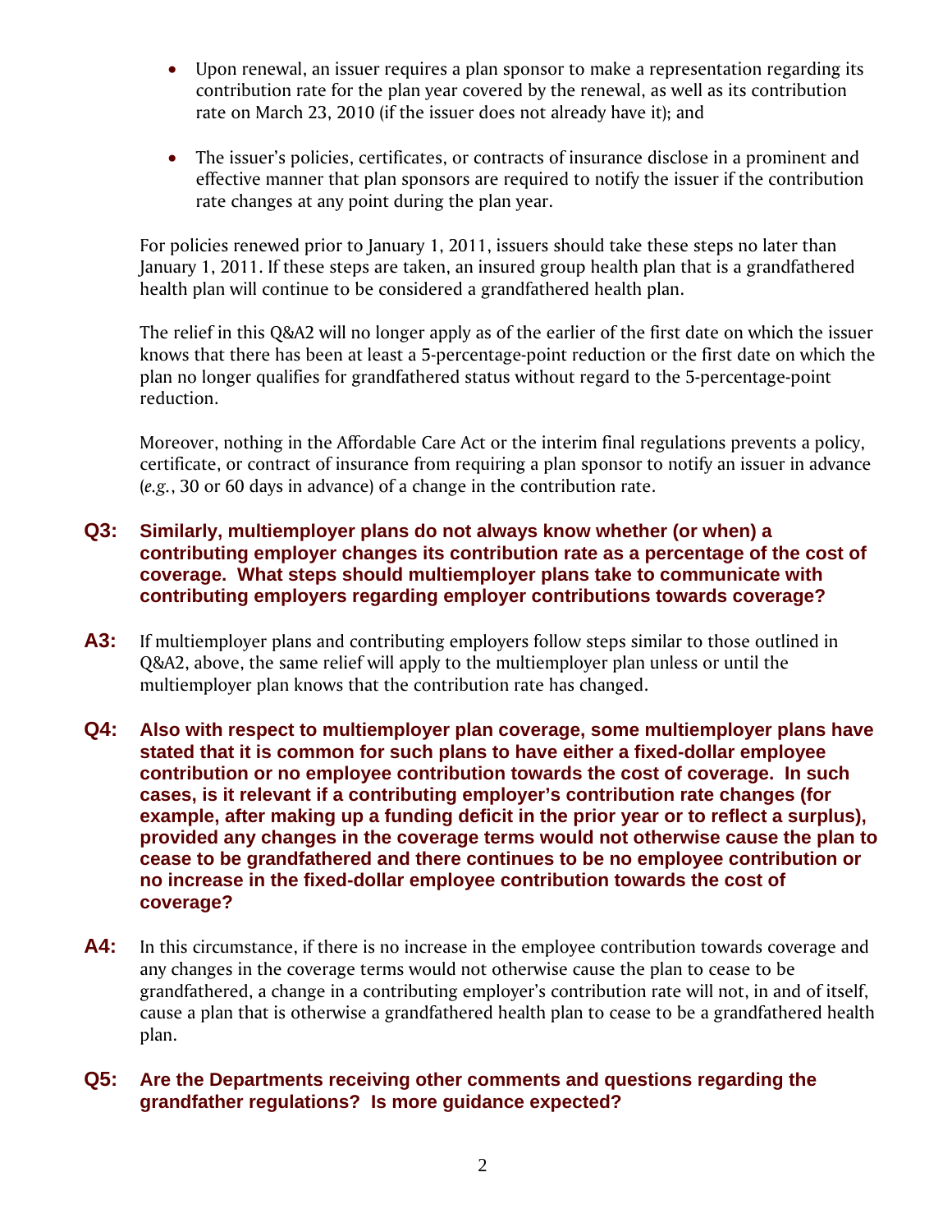- Upon renewal, an issuer requires a plan sponsor to make a representation regarding its contribution rate for the plan year covered by the renewal, as well as its contribution rate on March 23, 2010 (if the issuer does not already have it); and

- The issuer's policies, certificates, or contracts of insurance disclose in a prominent and effective manner that plan sponsors are required to notify the issuer if the contribution rate changes at any point during the plan year.

For policies renewed prior to January 1, 2011, issuers should take these steps no later than January 1, 2011. If these steps are taken, an insured group health plan that is a grandfathered health plan will continue to be considered a grandfathered health plan.

The relief in this Q&A2 will no longer apply as of the earlier of the first date on which the issuer knows that there has been at least a 5-percentage-point reduction or the first date on which the plan no longer qualifies for grandfathered status without regard to the 5-percentage-point reduction.

Moreover, nothing in the Affordable Care Act or the interim final regulations prevents a policy, certificate, or contract of insurance from requiring a plan sponsor to notify an issuer in advance (*e.g.*, 30 or 60 days in advance) of a change in the contribution rate.

**Q3: Similarly, multiemployer plans do not always know whether (or when) a contributing employer changes its contribution rate as a percentage of the cost of coverage. What steps should multiemployer plans take to communicate with contributing employers regarding employer contributions towards coverage?**

**A3:** If multiemployer plans and contributing employers follow steps similar to those outlined in Q&A2, above, the same relief will apply to the multiemployer plan unless or until the multiemployer plan knows that the contribution rate has changed.

**Q4: Also with respect to multiemployer plan coverage, some multiemployer plans have stated that it is common for such plans to have either a fixed-dollar employee contribution or no employee contribution towards the cost of coverage. In such cases, is it relevant if a contributing employer's contribution rate changes (for example, after making up a funding deficit in the prior year or to reflect a surplus), provided any changes in the coverage terms would not otherwise cause the plan to cease to be grandfathered and there continues to be no employee contribution or no increase in the fixed-dollar employee contribution towards the cost of coverage?**

**A4:** In this circumstance, if there is no increase in the employee contribution towards coverage and any changes in the coverage terms would not otherwise cause the plan to cease to be grandfathered, a change in a contributing employer's contribution rate will not, in and of itself, cause a plan that is otherwise a grandfathered health plan to cease to be a grandfathered health plan.

**Q5: Are the Departments receiving other comments and questions regarding the grandfather regulations? Is more guidance expected?**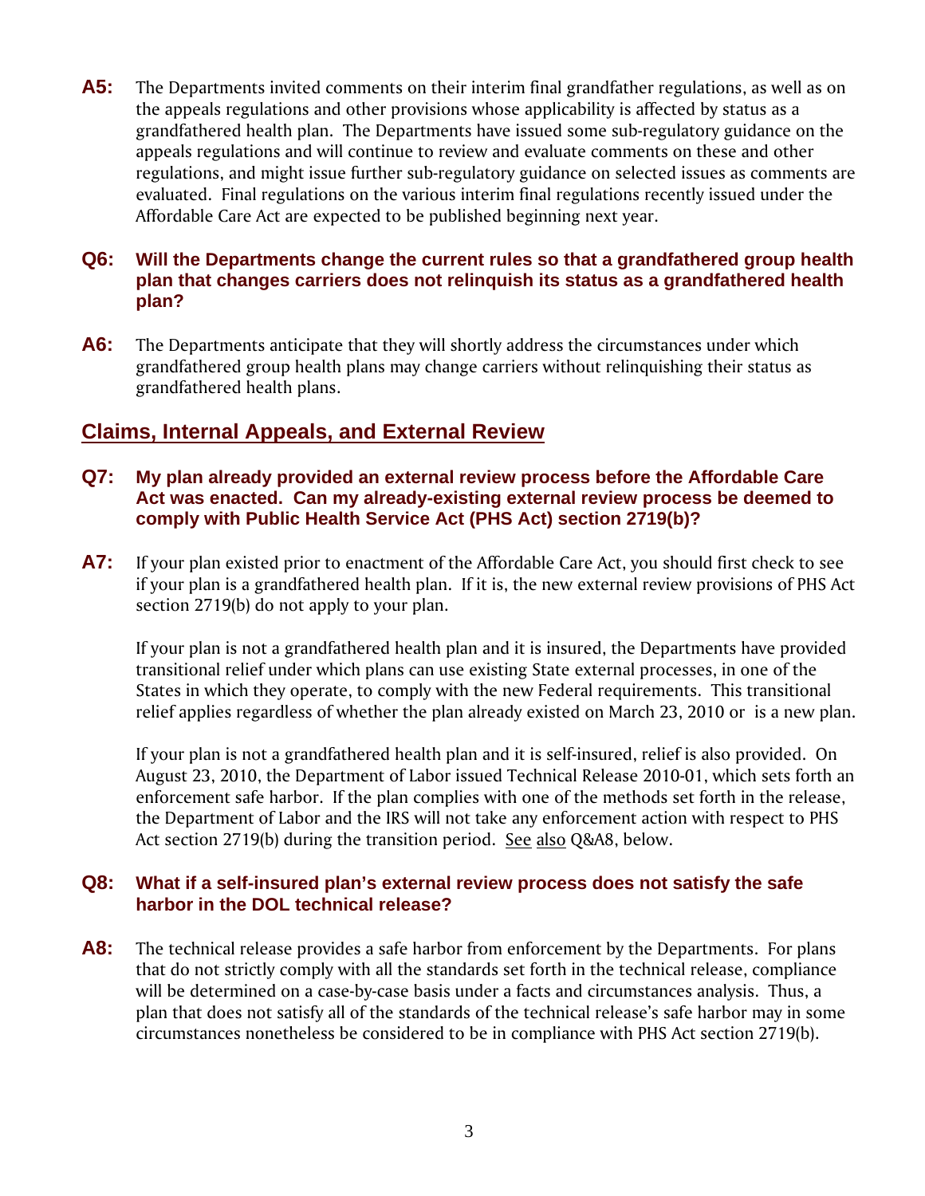**A5:** The Departments invited comments on their interim final grandfather regulations, as well as on the appeals regulations and other provisions whose applicability is affected by status as a grandfathered health plan. The Departments have issued some sub-regulatory guidance on the appeals regulations and will continue to review and evaluate comments on these and other regulations, and might issue further sub-regulatory guidance on selected issues as comments are evaluated. Final regulations on the various interim final regulations recently issued under the Affordable Care Act are expected to be published beginning next year.

**Q6: Will the Departments change the current rules so that a grandfathered group health plan that changes carriers does not relinquish its status as a grandfathered health plan?**

**A6:** The Departments anticipate that they will shortly address the circumstances under which grandfathered group health plans may change carriers without relinquishing their status as grandfathered health plans.

## Claims, Internal Appeals, and External Review

**Q7: My plan already provided an external review process before the Affordable Care Act was enacted. Can my already-existing external review process be deemed to comply with Public Health Service Act (PHS Act) section 2719(b)?**

**A7:** If your plan existed prior to enactment of the Affordable Care Act, you should first check to see if your plan is a grandfathered health plan. If it is, the new external review provisions of PHS Act section 2719(b) do not apply to your plan.

If your plan is not a grandfathered health plan and it is insured, the Departments have provided transitional relief under which plans can use existing State external processes, in one of the States in which they operate, to comply with the new Federal requirements. This transitional relief applies regardless of whether the plan already existed on March 23, 2010 or is a new plan.

If your plan is not a grandfathered health plan and it is self-insured, relief is also provided. On August 23, 2010, the Department of Labor issued Technical Release 2010-01, which sets forth an enforcement safe harbor. If the plan complies with one of the methods set forth in the release, the Department of Labor and the IRS will not take any enforcement action with respect to PHS Act section 2719(b) during the transition period. See also Q&A8, below.

**Q8: What if a self-insured plan's external review process does not satisfy the safe harbor in the DOL technical release?**

**A8:** The technical release provides a safe harbor from enforcement by the Departments. For plans that do not strictly comply with all the standards set forth in the technical release, compliance will be determined on a case-by-case basis under a facts and circumstances analysis. Thus, a plan that does not satisfy all of the standards of the technical release's safe harbor may in some circumstances nonetheless be considered to be in compliance with PHS Act section 2719(b).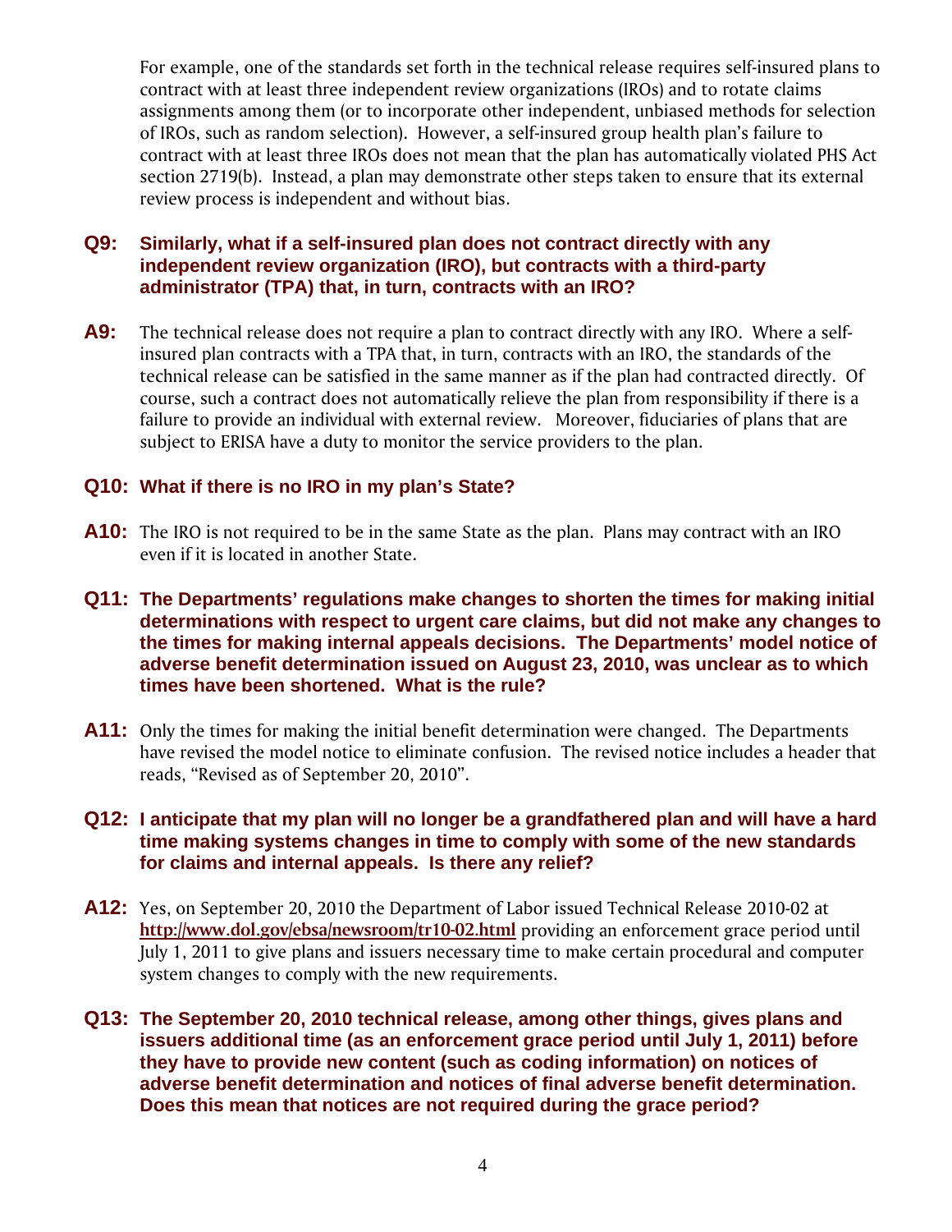For example, one of the standards set forth in the technical release requires self-insured plans to contract with at least three independent review organizations (IROs) and to rotate claims assignments among them (or to incorporate other independent, unbiased methods for selection of IROs, such as random selection). However, a self-insured group health plan's failure to contract with at least three IROs does not mean that the plan has automatically violated PHS Act section 2719(b). Instead, a plan may demonstrate other steps taken to ensure that its external review process is independent and without bias.

**Q9: Similarly, what if a self-insured plan does not contract directly with any independent review organization (IRO), but contracts with a third-party administrator (TPA) that, in turn, contracts with an IRO?**

**A9:** The technical release does not require a plan to contract directly with any IRO. Where a self-insured plan contracts with a TPA that, in turn, contracts with an IRO, the standards of the technical release can be satisfied in the same manner as if the plan had contracted directly. Of course, such a contract does not automatically relieve the plan from responsibility if there is a failure to provide an individual with external review. Moreover, fiduciaries of plans that are subject to ERISA have a duty to monitor the service providers to the plan.

**Q10: What if there is no IRO in my plan's State?**

**A10:** The IRO is not required to be in the same State as the plan. Plans may contract with an IRO even if it is located in another State.

**Q11: The Departments' regulations make changes to shorten the times for making initial determinations with respect to urgent care claims, but did not make any changes to the times for making internal appeals decisions. The Departments' model notice of adverse benefit determination issued on August 23, 2010, was unclear as to which times have been shortened. What is the rule?**

**A11:** Only the times for making the initial benefit determination were changed. The Departments have revised the model notice to eliminate confusion. The revised notice includes a header that reads, "Revised as of September 20, 2010".

**Q12: I anticipate that my plan will no longer be a grandfathered plan and will have a hard time making systems changes in time to comply with some of the new standards for claims and internal appeals. Is there any relief?**

**A12:** Yes, on September 20, 2010 the Department of Labor issued Technical Release 2010-02 at **http://www.dol.gov/ebsa/newsroom/tr10-02.html** providing an enforcement grace period until July 1, 2011 to give plans and issuers necessary time to make certain procedural and computer system changes to comply with the new requirements.

**Q13: The September 20, 2010 technical release, among other things, gives plans and issuers additional time (as an enforcement grace period until July 1, 2011) before they have to provide new content (such as coding information) on notices of adverse benefit determination and notices of final adverse benefit determination. Does this mean that notices are not required during the grace period?**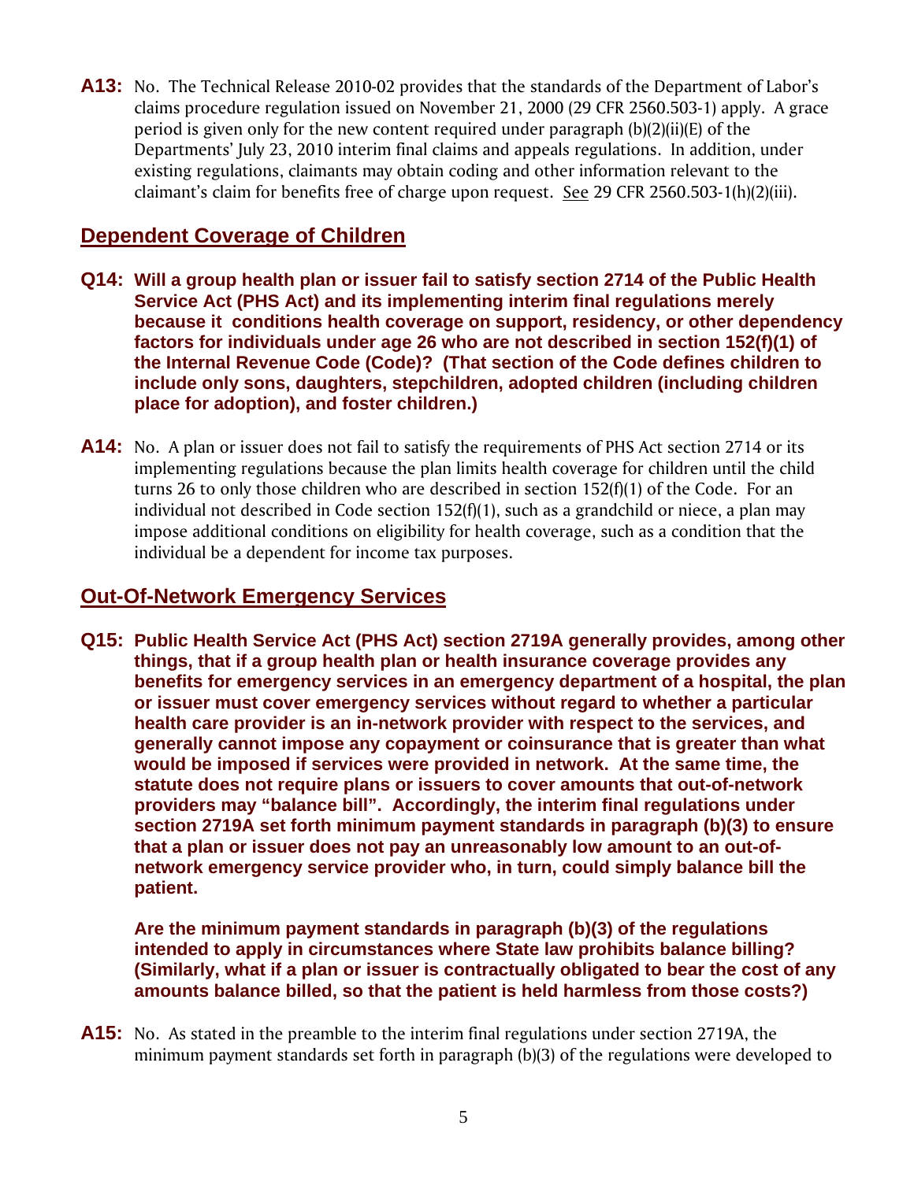**A13:** No. The Technical Release 2010-02 provides that the standards of the Department of Labor's claims procedure regulation issued on November 21, 2000 (29 CFR 2560.503-1) apply. A grace period is given only for the new content required under paragraph (b)(2)(ii)(E) of the Departments' July 23, 2010 interim final claims and appeals regulations. In addition, under existing regulations, claimants may obtain coding and other information relevant to the claimant's claim for benefits free of charge upon request. See 29 CFR 2560.503-1(h)(2)(iii).

## Dependent Coverage of Children

**Q14: Will a group health plan or issuer fail to satisfy section 2714 of the Public Health Service Act (PHS Act) and its implementing interim final regulations merely because it conditions health coverage on support, residency, or other dependency factors for individuals under age 26 who are not described in section 152(f)(1) of the Internal Revenue Code (Code)? (That section of the Code defines children to include only sons, daughters, stepchildren, adopted children (including children place for adoption), and foster children.)**

**A14:** No. A plan or issuer does not fail to satisfy the requirements of PHS Act section 2714 or its implementing regulations because the plan limits health coverage for children until the child turns 26 to only those children who are described in section 152(f)(1) of the Code. For an individual not described in Code section 152(f)(1), such as a grandchild or niece, a plan may impose additional conditions on eligibility for health coverage, such as a condition that the individual be a dependent for income tax purposes.

## Out-Of-Network Emergency Services

**Q15: Public Health Service Act (PHS Act) section 2719A generally provides, among other things, that if a group health plan or health insurance coverage provides any benefits for emergency services in an emergency department of a hospital, the plan or issuer must cover emergency services without regard to whether a particular health care provider is an in-network provider with respect to the services, and generally cannot impose any copayment or coinsurance that is greater than what would be imposed if services were provided in network. At the same time, the statute does not require plans or issuers to cover amounts that out-of-network providers may "balance bill". Accordingly, the interim final regulations under section 2719A set forth minimum payment standards in paragraph (b)(3) to ensure that a plan or issuer does not pay an unreasonably low amount to an out-of-network emergency service provider who, in turn, could simply balance bill the patient.**

**Are the minimum payment standards in paragraph (b)(3) of the regulations intended to apply in circumstances where State law prohibits balance billing? (Similarly, what if a plan or issuer is contractually obligated to bear the cost of any amounts balance billed, so that the patient is held harmless from those costs?)**

**A15:** No. As stated in the preamble to the interim final regulations under section 2719A, the minimum payment standards set forth in paragraph (b)(3) of the regulations were developed to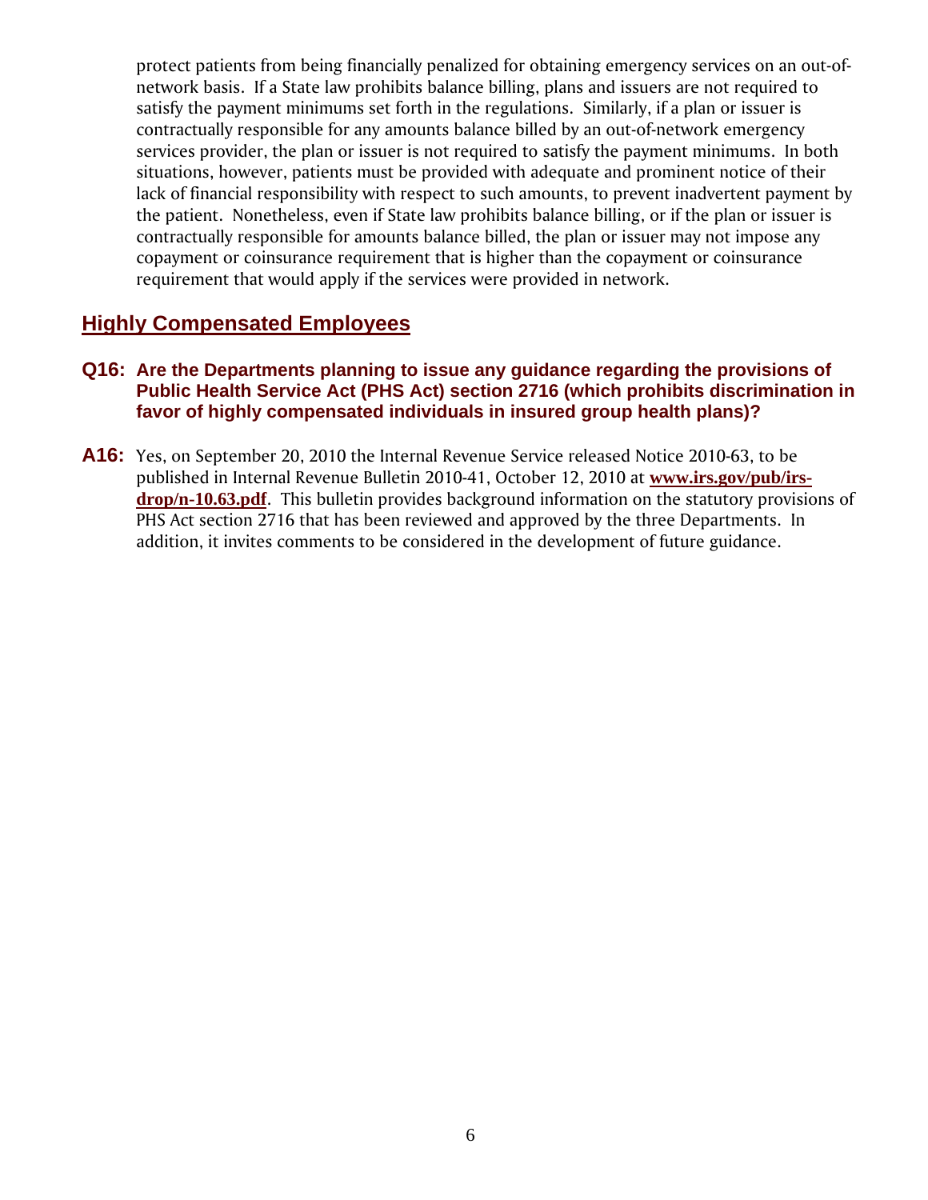protect patients from being financially penalized for obtaining emergency services on an out-of-network basis. If a State law prohibits balance billing, plans and issuers are not required to satisfy the payment minimums set forth in the regulations. Similarly, if a plan or issuer is contractually responsible for any amounts balance billed by an out-of-network emergency services provider, the plan or issuer is not required to satisfy the payment minimums. In both situations, however, patients must be provided with adequate and prominent notice of their lack of financial responsibility with respect to such amounts, to prevent inadvertent payment by the patient. Nonetheless, even if State law prohibits balance billing, or if the plan or issuer is contractually responsible for amounts balance billed, the plan or issuer may not impose any copayment or coinsurance requirement that is higher than the copayment or coinsurance requirement that would apply if the services were provided in network.

## Highly Compensated Employees

**Q16: Are the Departments planning to issue any guidance regarding the provisions of Public Health Service Act (PHS Act) section 2716 (which prohibits discrimination in favor of highly compensated individuals in insured group health plans)?**

**A16:** Yes, on September 20, 2010 the Internal Revenue Service released Notice 2010-63, to be published in Internal Revenue Bulletin 2010-41, October 12, 2010 at **www.irs.gov/pub/irs-drop/n-10.63.pdf**. This bulletin provides background information on the statutory provisions of PHS Act section 2716 that has been reviewed and approved by the three Departments. In addition, it invites comments to be considered in the development of future guidance.